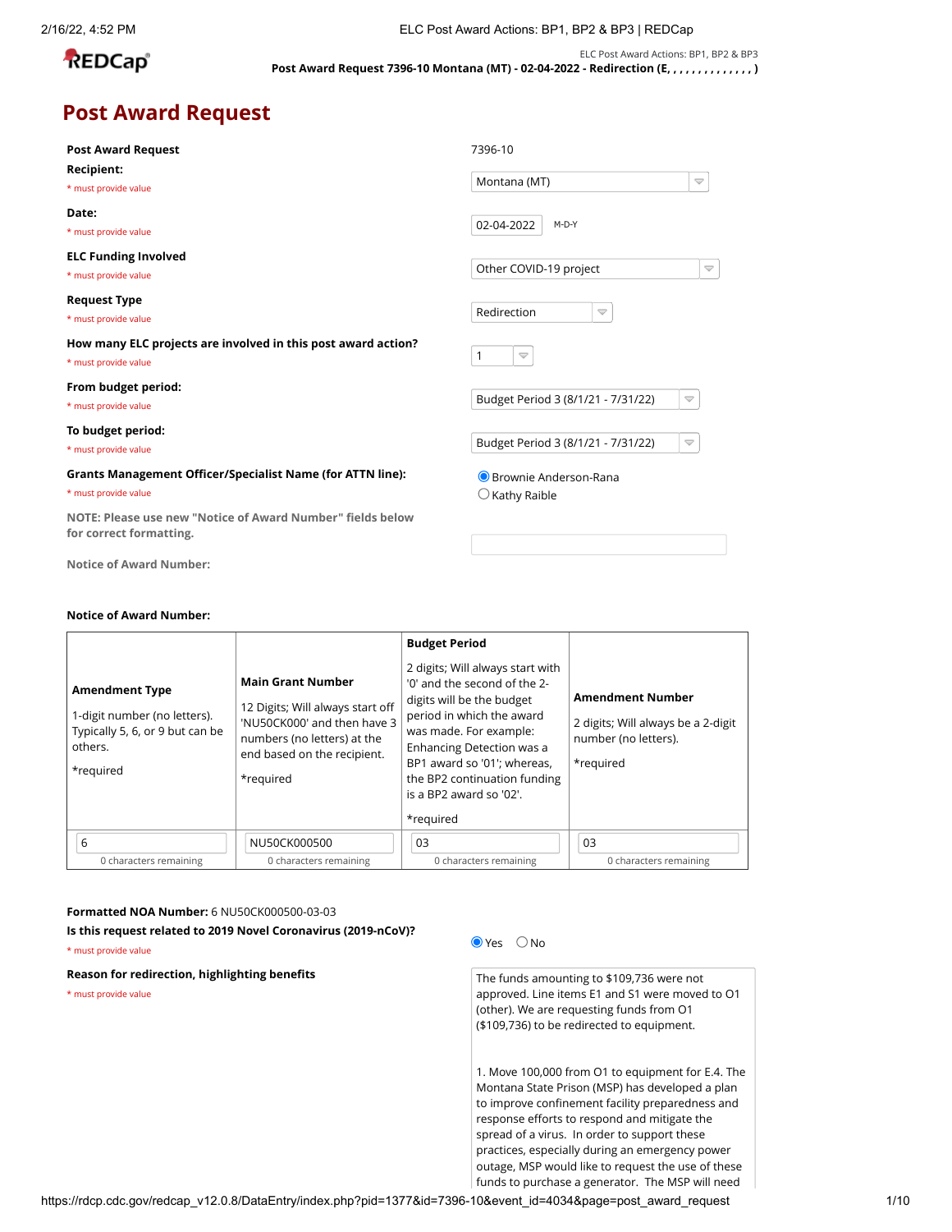ELC Post Award Actions: BP1, BP2 & BP3

**Post Award Request 7396-10 Montana (MT) - 02-04-2022 - Redirection (E, , , , , , , , , , , , , , )**

# Post Award Request

**Post Award Request** 7396-10

**Recipient:**
* must provide value

Montana (MT)

**Date:**
* must provide value

02-04-2022 M-D-Y

**ELC Funding Involved**
* must provide value

Other COVID-19 project

**Request Type**
* must provide value

Redirection

**How many ELC projects are involved in this post award action?**
* must provide value

1

**From budget period:**
* must provide value

Budget Period 3 (8/1/21 - 7/31/22)

**To budget period:**
* must provide value

Budget Period 3 (8/1/21 - 7/31/22)

**Grants Management Officer/Specialist Name (for ATTN line):**
* must provide value

(●) Brownie Anderson-Rana
( ) Kathy Raible

**NOTE: Please use new "Notice of Award Number" fields below for correct formatting.**

**Notice of Award Number:**

**Notice of Award Number:**

| **Amendment Type** 1-digit number (no letters). Typically 5, 6, or 9 but can be others. *required | **Main Grant Number** 12 Digits; Will always start off 'NU50CK000' and then have 3 numbers (no letters) at the end based on the recipient. *required | **Budget Period** 2 digits; Will always start with '0' and the second of the 2-digits will be the budget period in which the award was made. For example: Enhancing Detection was a BP1 award so '01'; whereas, the BP2 continuation funding is a BP2 award so '02'. *required | **Amendment Number** 2 digits; Will always be a 2-digit number (no letters). *required |
|---|---|---|---|
| 6 (0 characters remaining) | NU50CK000500 (0 characters remaining) | 03 (0 characters remaining) | 03 (0 characters remaining) |

**Formatted NOA Number:** 6 NU50CK000500-03-03

**Is this request related to 2019 Novel Coronavirus (2019-nCoV)?**
* must provide value

(●) Yes ( ) No

**Reason for redirection, highlighting benefits**
* must provide value

The funds amounting to $109,736 were not approved. Line items E1 and S1 were moved to O1 (other). We are requesting funds from O1 ($109,736) to be redirected to equipment.

1. Move 100,000 from O1 to equipment for E.4. The Montana State Prison (MSP) has developed a plan to improve confinement facility preparedness and response efforts to respond and mitigate the spread of a virus. In order to support these practices, especially during an emergency power outage, MSP would like to request the use of these funds to purchase a generator. The MSP will need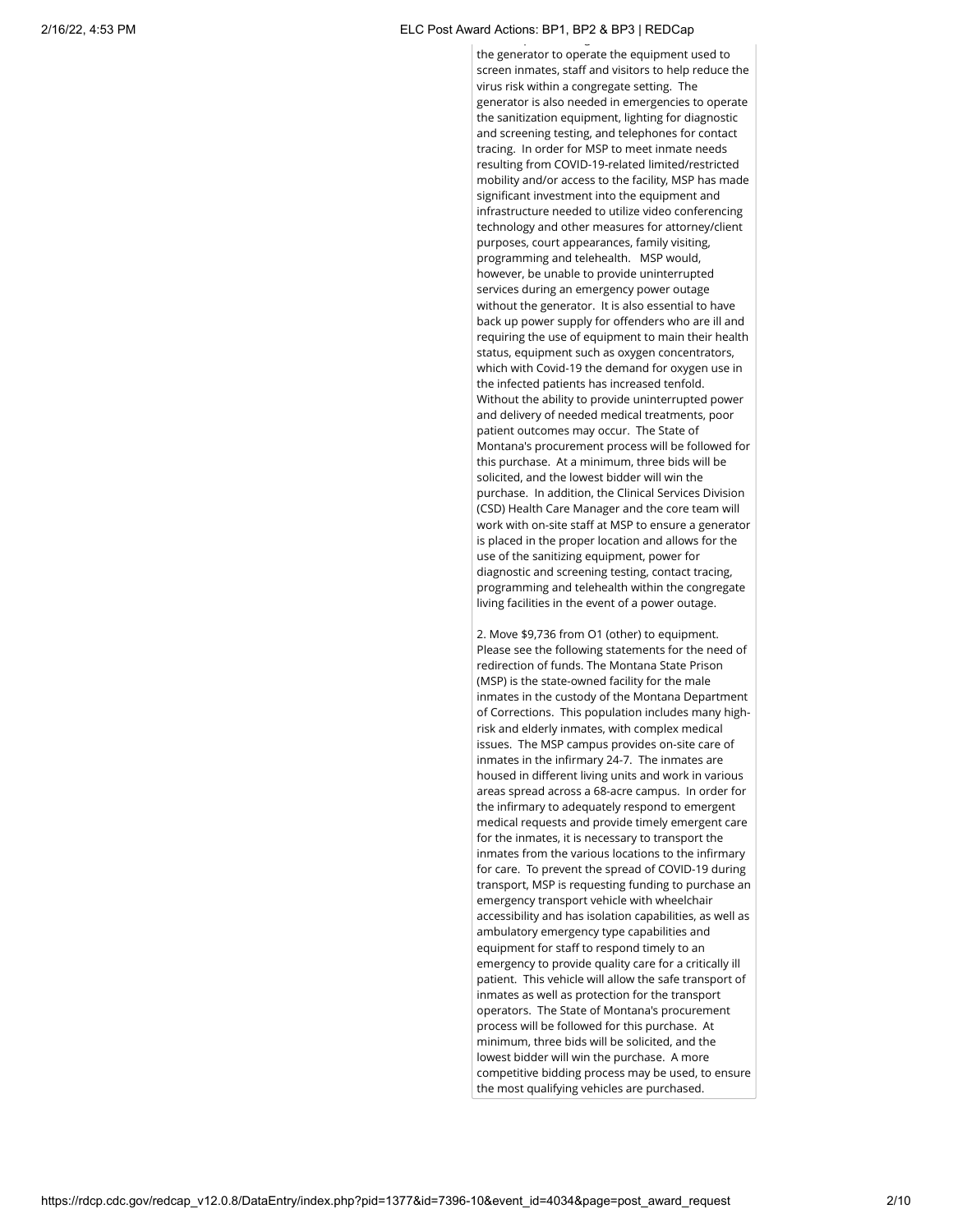the generator to operate the equipment used to screen inmates, staff and visitors to help reduce the virus risk within a congregate setting. The generator is also needed in emergencies to operate the sanitization equipment, lighting for diagnostic and screening testing, and telephones for contact tracing. In order for MSP to meet inmate needs resulting from COVID-19-related limited/restricted mobility and/or access to the facility, MSP has made significant investment into the equipment and infrastructure needed to utilize video conferencing technology and other measures for attorney/client purposes, court appearances, family visiting, programming and telehealth. MSP would, however, be unable to provide uninterrupted services during an emergency power outage without the generator. It is also essential to have back up power supply for offenders who are ill and requiring the use of equipment to main their health status, equipment such as oxygen concentrators, which with Covid-19 the demand for oxygen use in the infected patients has increased tenfold. Without the ability to provide uninterrupted power and delivery of needed medical treatments, poor patient outcomes may occur. The State of Montana's procurement process will be followed for this purchase. At a minimum, three bids will be solicited, and the lowest bidder will win the purchase. In addition, the Clinical Services Division (CSD) Health Care Manager and the core team will work with on-site staff at MSP to ensure a generator is placed in the proper location and allows for the use of the sanitizing equipment, power for diagnostic and screening testing, contact tracing, programming and telehealth within the congregate living facilities in the event of a power outage.

2. Move $9,736 from O1 (other) to equipment. Please see the following statements for the need of redirection of funds. The Montana State Prison (MSP) is the state-owned facility for the male inmates in the custody of the Montana Department of Corrections. This population includes many high-risk and elderly inmates, with complex medical issues. The MSP campus provides on-site care of inmates in the infirmary 24-7. The inmates are housed in different living units and work in various areas spread across a 68-acre campus. In order for the infirmary to adequately respond to emergent medical requests and provide timely emergent care for the inmates, it is necessary to transport the inmates from the various locations to the infirmary for care. To prevent the spread of COVID-19 during transport, MSP is requesting funding to purchase an emergency transport vehicle with wheelchair accessibility and has isolation capabilities, as well as ambulatory emergency type capabilities and equipment for staff to respond timely to an emergency to provide quality care for a critically ill patient. This vehicle will allow the safe transport of inmates as well as protection for the transport operators. The State of Montana's procurement process will be followed for this purchase. At minimum, three bids will be solicited, and the lowest bidder will win the purchase. A more competitive bidding process may be used, to ensure the most qualifying vehicles are purchased.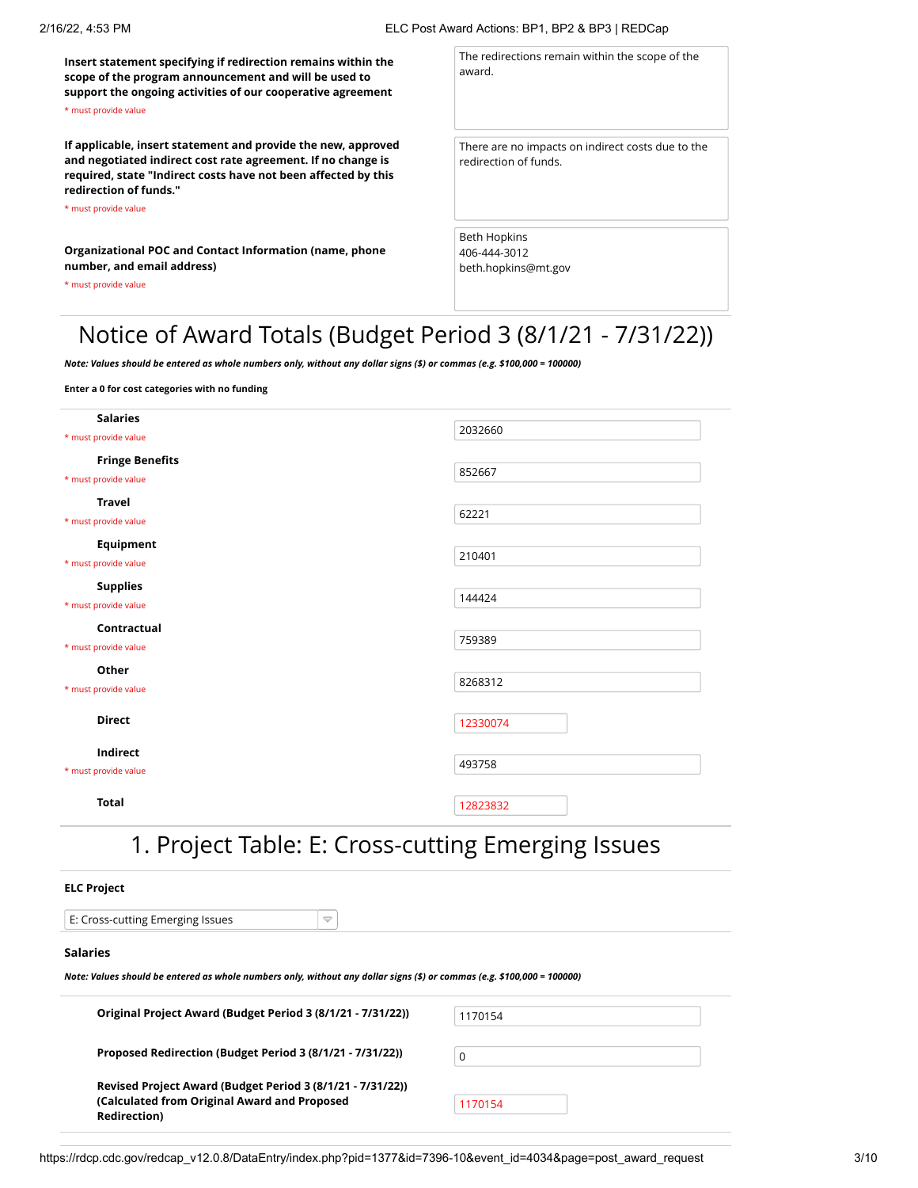**Insert statement specifying if redirection remains within the scope of the program announcement and will be used to support the ongoing activities of our cooperative agreement**

\* must provide value

The redirections remain within the scope of the award.

**If applicable, insert statement and provide the new, approved and negotiated indirect cost rate agreement. If no change is required, state "Indirect costs have not been affected by this redirection of funds."**

\* must provide value

There are no impacts on indirect costs due to the redirection of funds.

**Organizational POC and Contact Information (name, phone number, and email address)**

\* must provide value

Beth Hopkins
406-444-3012
beth.hopkins@mt.gov

# Notice of Award Totals (Budget Period 3 (8/1/21 - 7/31/22))

***Note: Values should be entered as whole numbers only, without any dollar signs ($) or commas (e.g. $100,000 = 100000)***

**Enter a 0 for cost categories with no funding**

| Category | Value |
|---|---|
| **Salaries** (\* must provide value) | 2032660 |
| **Fringe Benefits** (\* must provide value) | 852667 |
| **Travel** (\* must provide value) | 62221 |
| **Equipment** (\* must provide value) | 210401 |
| **Supplies** (\* must provide value) | 144424 |
| **Contractual** (\* must provide value) | 759389 |
| **Other** (\* must provide value) | 8268312 |
| **Direct** | 12330074 |
| **Indirect** (\* must provide value) | 493758 |
| **Total** | 12823832 |

# 1. Project Table: E: Cross-cutting Emerging Issues

**ELC Project**

E: Cross-cutting Emerging Issues

**Salaries**

***Note: Values should be entered as whole numbers only, without any dollar signs ($) or commas (e.g. $100,000 = 100000)***

| Field | Value |
|---|---|
| **Original Project Award (Budget Period 3 (8/1/21 - 7/31/22))** | 1170154 |
| **Proposed Redirection (Budget Period 3 (8/1/21 - 7/31/22))** | 0 |
| **Revised Project Award (Budget Period 3 (8/1/21 - 7/31/22)) (Calculated from Original Award and Proposed Redirection)** | 1170154 |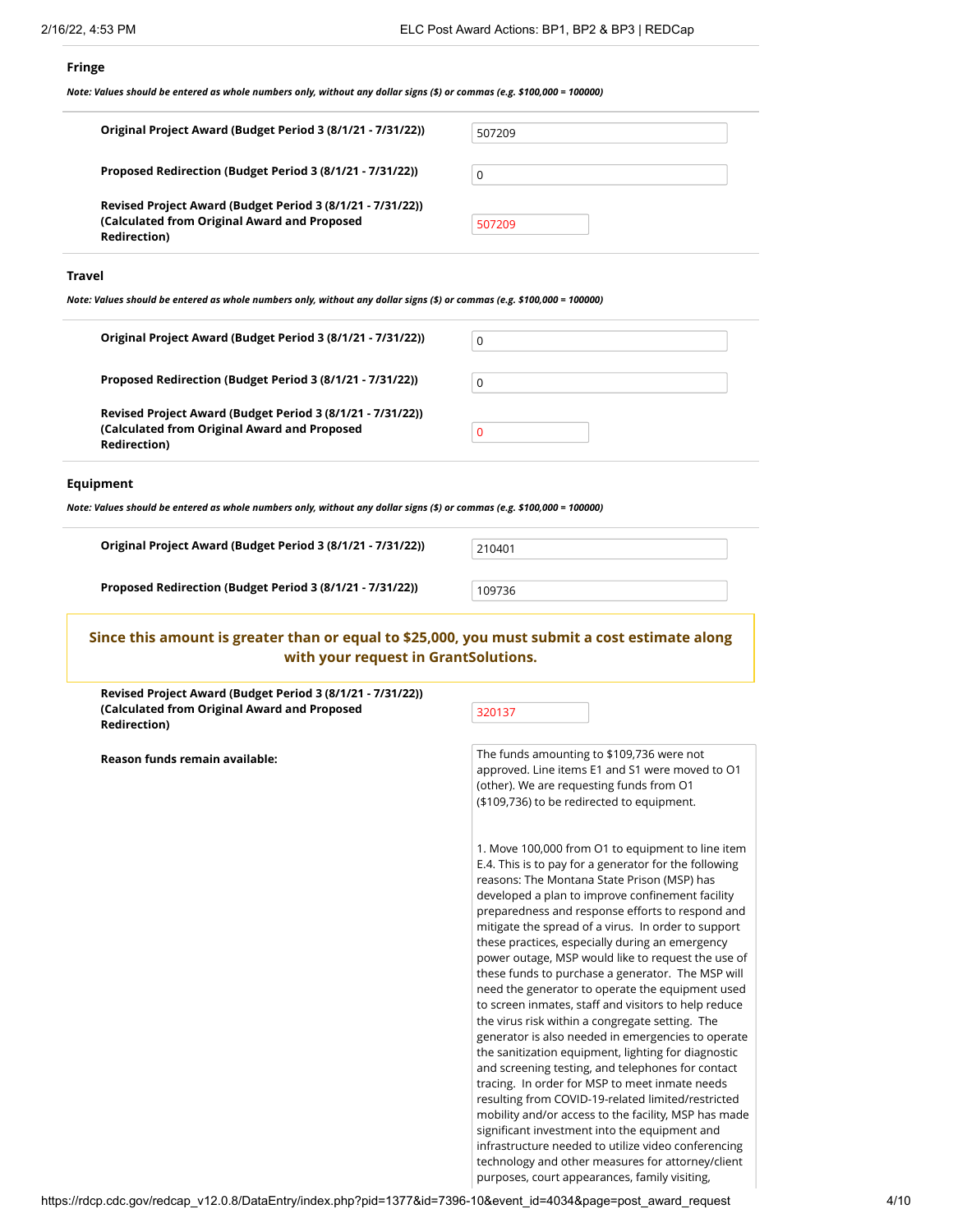### Fringe

***Note: Values should be entered as whole numbers only, without any dollar signs ($) or commas (e.g. $100,000 = 100000)***

| | |
|---|---|
| **Original Project Award (Budget Period 3 (8/1/21 - 7/31/22))** | 507209 |
| **Proposed Redirection (Budget Period 3 (8/1/21 - 7/31/22))** | 0 |
| **Revised Project Award (Budget Period 3 (8/1/21 - 7/31/22)) (Calculated from Original Award and Proposed Redirection)** | 507209 |

### Travel

***Note: Values should be entered as whole numbers only, without any dollar signs ($) or commas (e.g. $100,000 = 100000)***

| | |
|---|---|
| **Original Project Award (Budget Period 3 (8/1/21 - 7/31/22))** | 0 |
| **Proposed Redirection (Budget Period 3 (8/1/21 - 7/31/22))** | 0 |
| **Revised Project Award (Budget Period 3 (8/1/21 - 7/31/22)) (Calculated from Original Award and Proposed Redirection)** | 0 |

### Equipment

***Note: Values should be entered as whole numbers only, without any dollar signs ($) or commas (e.g. $100,000 = 100000)***

| | |
|---|---|
| **Original Project Award (Budget Period 3 (8/1/21 - 7/31/22))** | 210401 |
| **Proposed Redirection (Budget Period 3 (8/1/21 - 7/31/22))** | 109736 |

**Since this amount is greater than or equal to $25,000, you must submit a cost estimate along with your request in GrantSolutions.**

| | |
|---|---|
| **Revised Project Award (Budget Period 3 (8/1/21 - 7/31/22)) (Calculated from Original Award and Proposed Redirection)** | 320137 |

**Reason funds remain available:**

The funds amounting to $109,736 were not approved. Line items E1 and S1 were moved to O1 (other). We are requesting funds from O1 ($109,736) to be redirected to equipment.

1. Move 100,000 from O1 to equipment to line item E.4. This is to pay for a generator for the following reasons: The Montana State Prison (MSP) has developed a plan to improve confinement facility preparedness and response efforts to respond and mitigate the spread of a virus. In order to support these practices, especially during an emergency power outage, MSP would like to request the use of these funds to purchase a generator. The MSP will need the generator to operate the equipment used to screen inmates, staff and visitors to help reduce the virus risk within a congregate setting. The generator is also needed in emergencies to operate the sanitization equipment, lighting for diagnostic and screening testing, and telephones for contact tracing. In order for MSP to meet inmate needs resulting from COVID-19-related limited/restricted mobility and/or access to the facility, MSP has made significant investment into the equipment and infrastructure needed to utilize video conferencing technology and other measures for attorney/client purposes, court appearances, family visiting,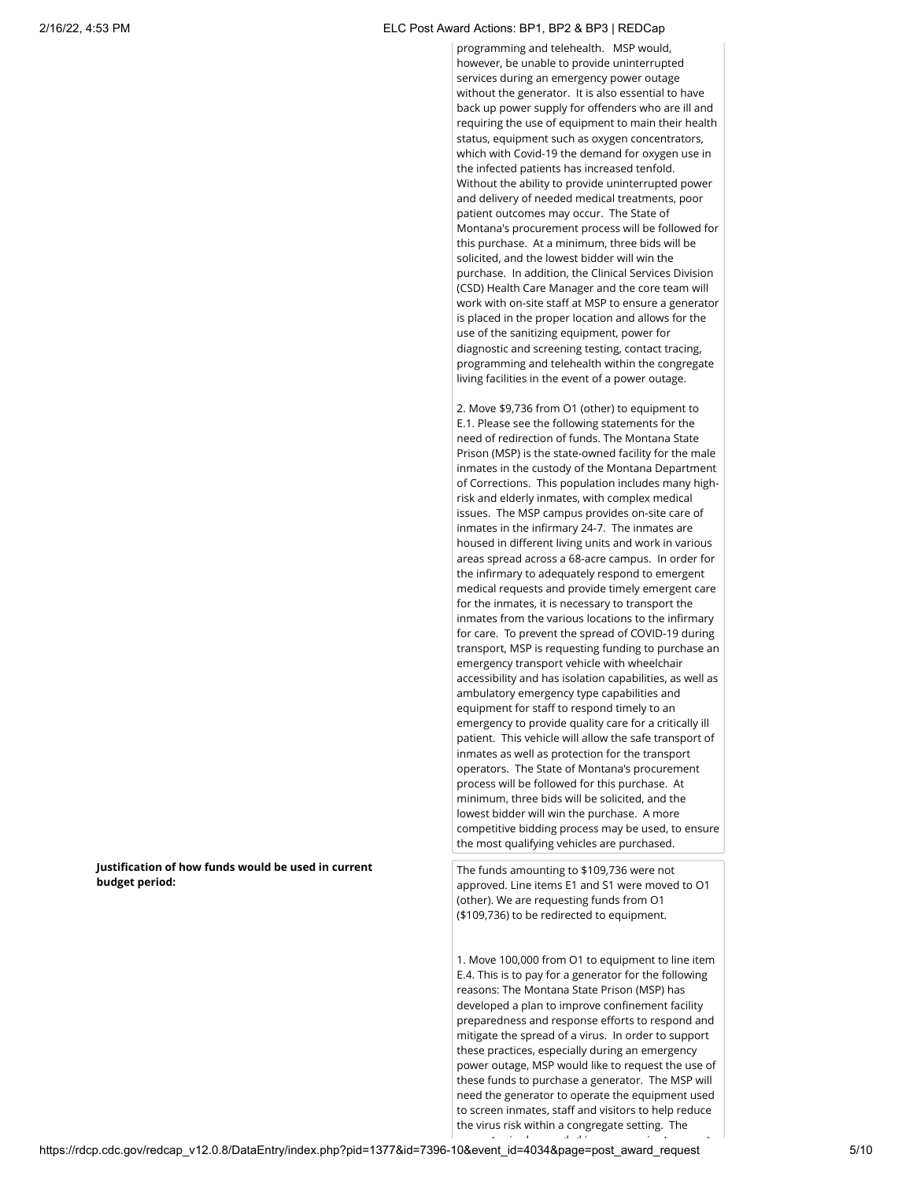programming and telehealth. MSP would, however, be unable to provide uninterrupted services during an emergency power outage without the generator. It is also essential to have back up power supply for offenders who are ill and requiring the use of equipment to main their health status, equipment such as oxygen concentrators, which with Covid-19 the demand for oxygen use in the infected patients has increased tenfold. Without the ability to provide uninterrupted power and delivery of needed medical treatments, poor patient outcomes may occur. The State of Montana's procurement process will be followed for this purchase. At a minimum, three bids will be solicited, and the lowest bidder will win the purchase. In addition, the Clinical Services Division (CSD) Health Care Manager and the core team will work with on-site staff at MSP to ensure a generator is placed in the proper location and allows for the use of the sanitizing equipment, power for diagnostic and screening testing, contact tracing, programming and telehealth within the congregate living facilities in the event of a power outage.

2. Move $9,736 from O1 (other) to equipment to E.1. Please see the following statements for the need of redirection of funds. The Montana State Prison (MSP) is the state-owned facility for the male inmates in the custody of the Montana Department of Corrections. This population includes many high-risk and elderly inmates, with complex medical issues. The MSP campus provides on-site care of inmates in the infirmary 24-7. The inmates are housed in different living units and work in various areas spread across a 68-acre campus. In order for the infirmary to adequately respond to emergent medical requests and provide timely emergent care for the inmates, it is necessary to transport the inmates from the various locations to the infirmary for care. To prevent the spread of COVID-19 during transport, MSP is requesting funding to purchase an emergency transport vehicle with wheelchair accessibility and has isolation capabilities, as well as ambulatory emergency type capabilities and equipment for staff to respond timely to an emergency to provide quality care for a critically ill patient. This vehicle will allow the safe transport of inmates as well as protection for the transport operators. The State of Montana's procurement process will be followed for this purchase. At minimum, three bids will be solicited, and the lowest bidder will win the purchase. A more competitive bidding process may be used, to ensure the most qualifying vehicles are purchased.

**Justification of how funds would be used in current budget period:**

The funds amounting to $109,736 were not approved. Line items E1 and S1 were moved to O1 (other). We are requesting funds from O1 ($109,736) to be redirected to equipment.

1. Move 100,000 from O1 to equipment to line item E.4. This is to pay for a generator for the following reasons: The Montana State Prison (MSP) has developed a plan to improve confinement facility preparedness and response efforts to respond and mitigate the spread of a virus. In order to support these practices, especially during an emergency power outage, MSP would like to request the use of these funds to purchase a generator. The MSP will need the generator to operate the equipment used to screen inmates, staff and visitors to help reduce the virus risk within a congregate setting. The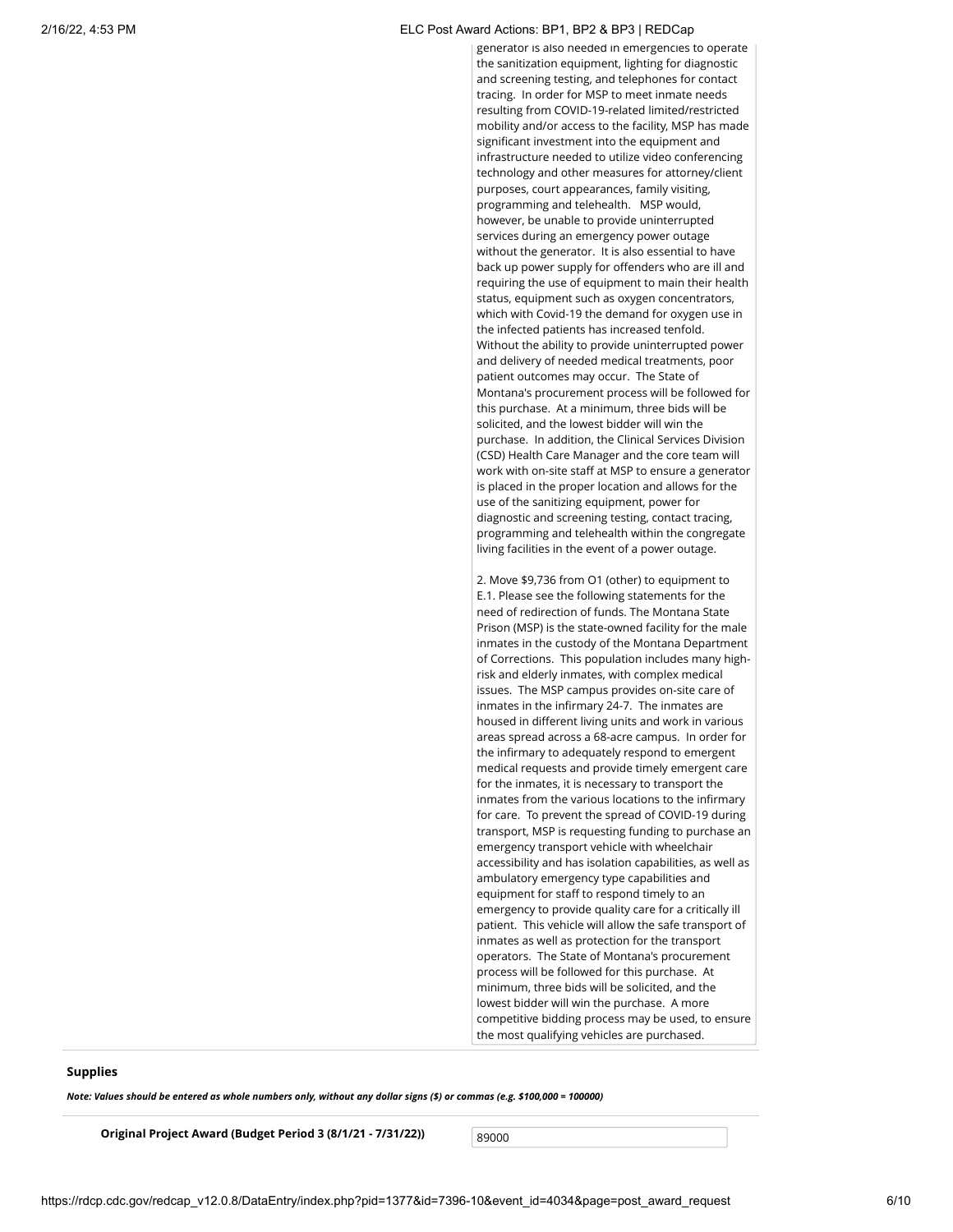generator is also needed in emergencies to operate the sanitization equipment, lighting for diagnostic and screening testing, and telephones for contact tracing. In order for MSP to meet inmate needs resulting from COVID-19-related limited/restricted mobility and/or access to the facility, MSP has made significant investment into the equipment and infrastructure needed to utilize video conferencing technology and other measures for attorney/client purposes, court appearances, family visiting, programming and telehealth. MSP would, however, be unable to provide uninterrupted services during an emergency power outage without the generator. It is also essential to have back up power supply for offenders who are ill and requiring the use of equipment to main their health status, equipment such as oxygen concentrators, which with Covid-19 the demand for oxygen use in the infected patients has increased tenfold. Without the ability to provide uninterrupted power and delivery of needed medical treatments, poor patient outcomes may occur. The State of Montana's procurement process will be followed for this purchase. At a minimum, three bids will be solicited, and the lowest bidder will win the purchase. In addition, the Clinical Services Division (CSD) Health Care Manager and the core team will work with on-site staff at MSP to ensure a generator is placed in the proper location and allows for the use of the sanitizing equipment, power for diagnostic and screening testing, contact tracing, programming and telehealth within the congregate living facilities in the event of a power outage.

2. Move $9,736 from O1 (other) to equipment to E.1. Please see the following statements for the need of redirection of funds. The Montana State Prison (MSP) is the state-owned facility for the male inmates in the custody of the Montana Department of Corrections. This population includes many high-risk and elderly inmates, with complex medical issues. The MSP campus provides on-site care of inmates in the infirmary 24-7. The inmates are housed in different living units and work in various areas spread across a 68-acre campus. In order for the infirmary to adequately respond to emergent medical requests and provide timely emergent care for the inmates, it is necessary to transport the inmates from the various locations to the infirmary for care. To prevent the spread of COVID-19 during transport, MSP is requesting funding to purchase an emergency transport vehicle with wheelchair accessibility and has isolation capabilities, as well as ambulatory emergency type capabilities and equipment for staff to respond timely to an emergency to provide quality care for a critically ill patient. This vehicle will allow the safe transport of inmates as well as protection for the transport operators. The State of Montana's procurement process will be followed for this purchase. At minimum, three bids will be solicited, and the lowest bidder will win the purchase. A more competitive bidding process may be used, to ensure the most qualifying vehicles are purchased.

**Supplies**

***Note: Values should be entered as whole numbers only, without any dollar signs ($) or commas (e.g. $100,000 = 100000)***

**Original Project Award (Budget Period 3 (8/1/21 - 7/31/22))** 89000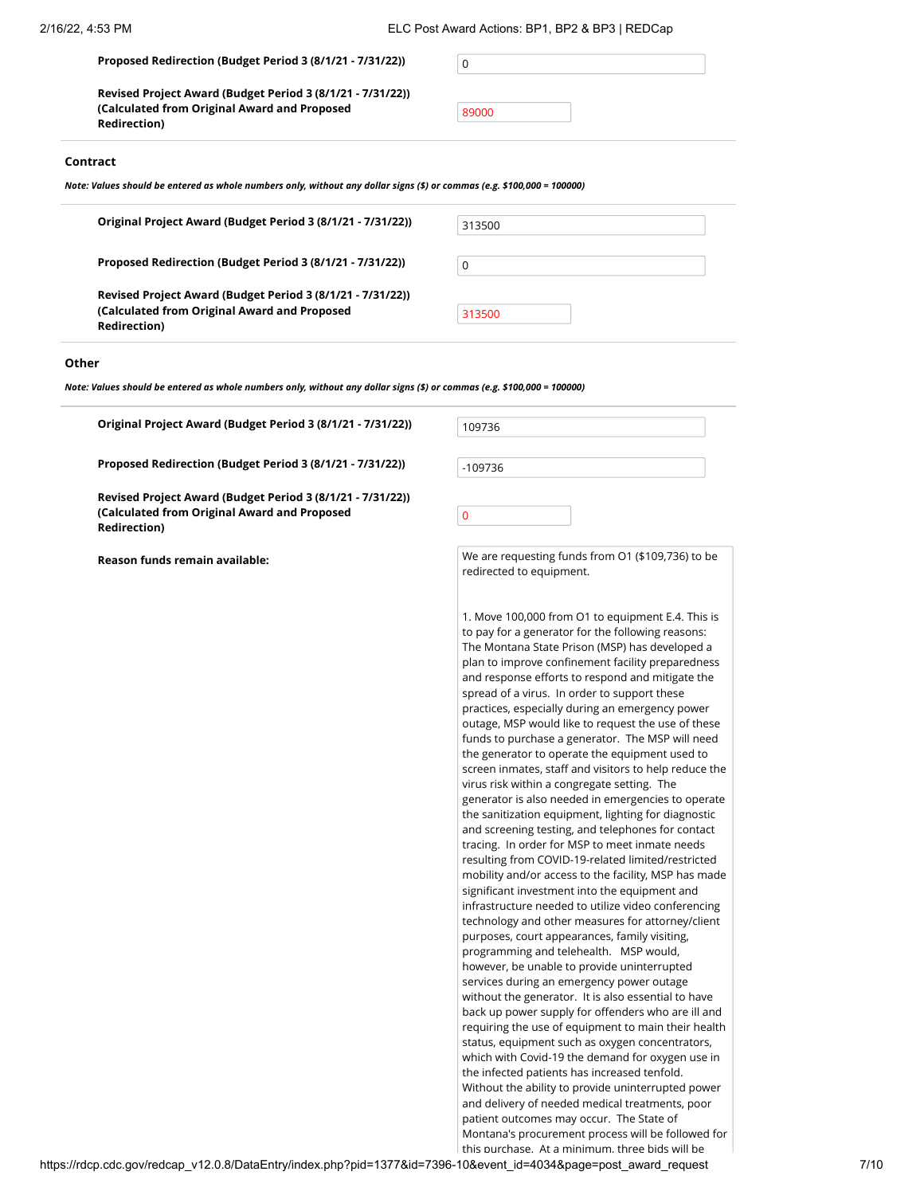| | |
|---|---|
| **Proposed Redirection (Budget Period 3 (8/1/21 - 7/31/22))** | 0 |
| **Revised Project Award (Budget Period 3 (8/1/21 - 7/31/22)) (Calculated from Original Award and Proposed Redirection)** | 89000 |

### Contract

***Note: Values should be entered as whole numbers only, without any dollar signs ($) or commas (e.g. $100,000 = 100000)***

| | |
|---|---|
| **Original Project Award (Budget Period 3 (8/1/21 - 7/31/22))** | 313500 |
| **Proposed Redirection (Budget Period 3 (8/1/21 - 7/31/22))** | 0 |
| **Revised Project Award (Budget Period 3 (8/1/21 - 7/31/22)) (Calculated from Original Award and Proposed Redirection)** | 313500 |

### Other

***Note: Values should be entered as whole numbers only, without any dollar signs ($) or commas (e.g. $100,000 = 100000)***

| | |
|---|---|
| **Original Project Award (Budget Period 3 (8/1/21 - 7/31/22))** | 109736 |
| **Proposed Redirection (Budget Period 3 (8/1/21 - 7/31/22))** | -109736 |
| **Revised Project Award (Budget Period 3 (8/1/21 - 7/31/22)) (Calculated from Original Award and Proposed Redirection)** | 0 |

**Reason funds remain available:**

We are requesting funds from O1 ($109,736) to be redirected to equipment.

1. Move 100,000 from O1 to equipment E.4. This is to pay for a generator for the following reasons: The Montana State Prison (MSP) has developed a plan to improve confinement facility preparedness and response efforts to respond and mitigate the spread of a virus. In order to support these practices, especially during an emergency power outage, MSP would like to request the use of these funds to purchase a generator. The MSP will need the generator to operate the equipment used to screen inmates, staff and visitors to help reduce the virus risk within a congregate setting. The generator is also needed in emergencies to operate the sanitization equipment, lighting for diagnostic and screening testing, and telephones for contact tracing. In order for MSP to meet inmate needs resulting from COVID-19-related limited/restricted mobility and/or access to the facility, MSP has made significant investment into the equipment and infrastructure needed to utilize video conferencing technology and other measures for attorney/client purposes, court appearances, family visiting, programming and telehealth. MSP would, however, be unable to provide uninterrupted services during an emergency power outage without the generator. It is also essential to have back up power supply for offenders who are ill and requiring the use of equipment to main their health status, equipment such as oxygen concentrators, which with Covid-19 the demand for oxygen use in the infected patients has increased tenfold. Without the ability to provide uninterrupted power and delivery of needed medical treatments, poor patient outcomes may occur. The State of Montana's procurement process will be followed for this purchase. At a minimum, three bids will be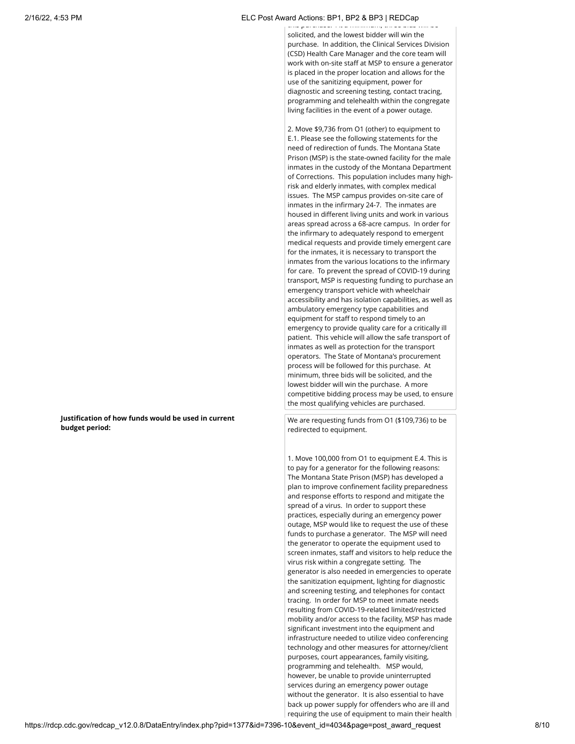this purchase. At a minimum, three bids will be solicited, and the lowest bidder will win the purchase. In addition, the Clinical Services Division (CSD) Health Care Manager and the core team will work with on-site staff at MSP to ensure a generator is placed in the proper location and allows for the use of the sanitizing equipment, power for diagnostic and screening testing, contact tracing, programming and telehealth within the congregate living facilities in the event of a power outage.

2. Move $9,736 from O1 (other) to equipment to E.1. Please see the following statements for the need of redirection of funds. The Montana State Prison (MSP) is the state-owned facility for the male inmates in the custody of the Montana Department of Corrections. This population includes many high-risk and elderly inmates, with complex medical issues. The MSP campus provides on-site care of inmates in the infirmary 24-7. The inmates are housed in different living units and work in various areas spread across a 68-acre campus. In order for the infirmary to adequately respond to emergent medical requests and provide timely emergent care for the inmates, it is necessary to transport the inmates from the various locations to the infirmary for care. To prevent the spread of COVID-19 during transport, MSP is requesting funding to purchase an emergency transport vehicle with wheelchair accessibility and has isolation capabilities, as well as ambulatory emergency type capabilities and equipment for staff to respond timely to an emergency to provide quality care for a critically ill patient. This vehicle will allow the safe transport of inmates as well as protection for the transport operators. The State of Montana's procurement process will be followed for this purchase. At minimum, three bids will be solicited, and the lowest bidder will win the purchase. A more competitive bidding process may be used, to ensure the most qualifying vehicles are purchased.

**Justification of how funds would be used in current budget period:**

We are requesting funds from O1 ($109,736) to be redirected to equipment.

1. Move 100,000 from O1 to equipment E.4. This is to pay for a generator for the following reasons: The Montana State Prison (MSP) has developed a plan to improve confinement facility preparedness and response efforts to respond and mitigate the spread of a virus. In order to support these practices, especially during an emergency power outage, MSP would like to request the use of these funds to purchase a generator. The MSP will need the generator to operate the equipment used to screen inmates, staff and visitors to help reduce the virus risk within a congregate setting. The generator is also needed in emergencies to operate the sanitization equipment, lighting for diagnostic and screening testing, and telephones for contact tracing. In order for MSP to meet inmate needs resulting from COVID-19-related limited/restricted mobility and/or access to the facility, MSP has made significant investment into the equipment and infrastructure needed to utilize video conferencing technology and other measures for attorney/client purposes, court appearances, family visiting, programming and telehealth. MSP would, however, be unable to provide uninterrupted services during an emergency power outage without the generator. It is also essential to have back up power supply for offenders who are ill and requiring the use of equipment to main their health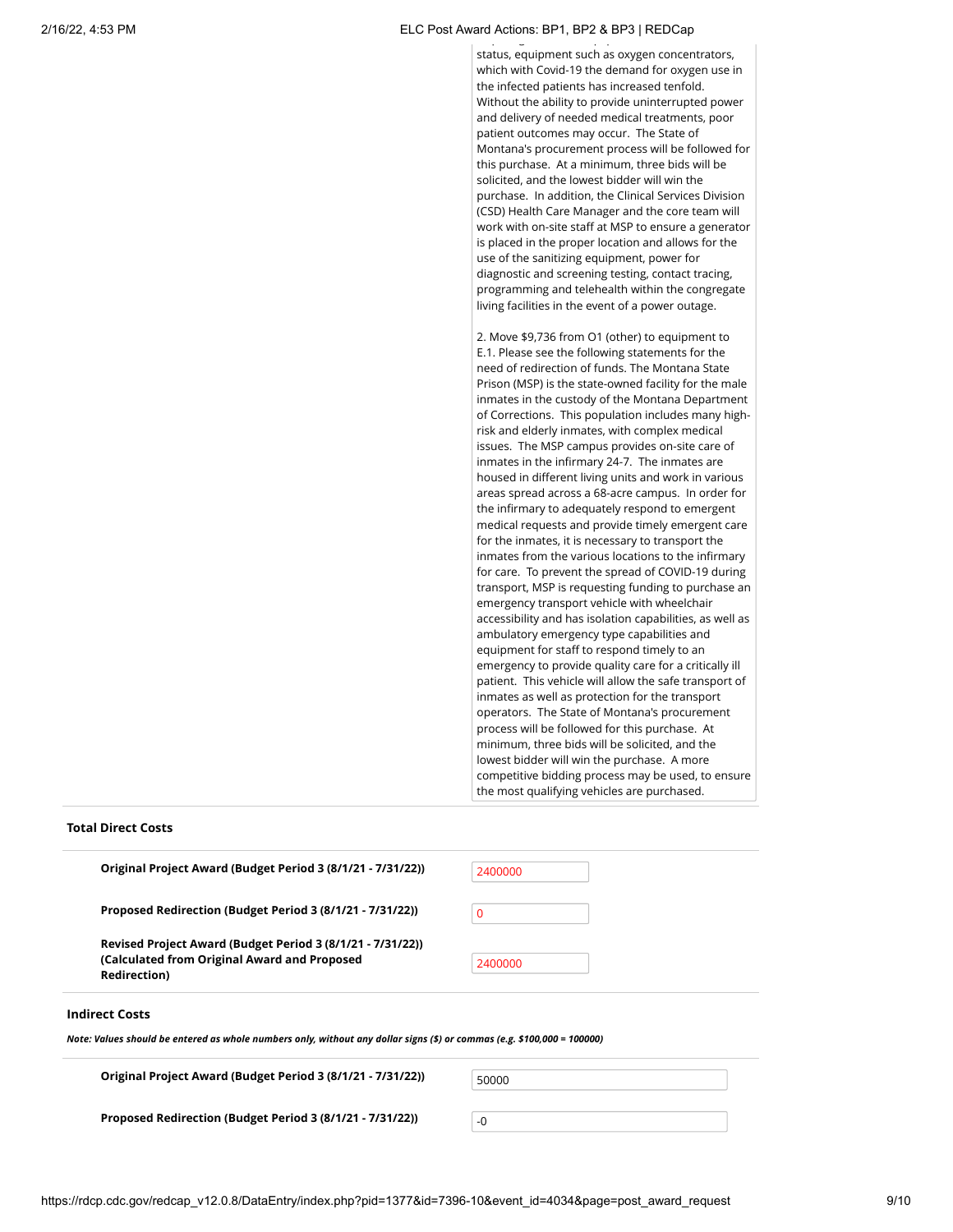status, equipment such as oxygen concentrators, which with Covid-19 the demand for oxygen use in the infected patients has increased tenfold. Without the ability to provide uninterrupted power and delivery of needed medical treatments, poor patient outcomes may occur. The State of Montana's procurement process will be followed for this purchase. At a minimum, three bids will be solicited, and the lowest bidder will win the purchase. In addition, the Clinical Services Division (CSD) Health Care Manager and the core team will work with on-site staff at MSP to ensure a generator is placed in the proper location and allows for the use of the sanitizing equipment, power for diagnostic and screening testing, contact tracing, programming and telehealth within the congregate living facilities in the event of a power outage.

2. Move $9,736 from O1 (other) to equipment to E.1. Please see the following statements for the need of redirection of funds. The Montana State Prison (MSP) is the state-owned facility for the male inmates in the custody of the Montana Department of Corrections. This population includes many high-risk and elderly inmates, with complex medical issues. The MSP campus provides on-site care of inmates in the infirmary 24-7. The inmates are housed in different living units and work in various areas spread across a 68-acre campus. In order for the infirmary to adequately respond to emergent medical requests and provide timely emergent care for the inmates, it is necessary to transport the inmates from the various locations to the infirmary for care. To prevent the spread of COVID-19 during transport, MSP is requesting funding to purchase an emergency transport vehicle with wheelchair accessibility and has isolation capabilities, as well as ambulatory emergency type capabilities and equipment for staff to respond timely to an emergency to provide quality care for a critically ill patient. This vehicle will allow the safe transport of inmates as well as protection for the transport operators. The State of Montana's procurement process will be followed for this purchase. At minimum, three bids will be solicited, and the lowest bidder will win the purchase. A more competitive bidding process may be used, to ensure the most qualifying vehicles are purchased.

**Total Direct Costs**

**Original Project Award (Budget Period 3 (8/1/21 - 7/31/22))** 2400000

**Proposed Redirection (Budget Period 3 (8/1/21 - 7/31/22))** 0

**Revised Project Award (Budget Period 3 (8/1/21 - 7/31/22)) (Calculated from Original Award and Proposed Redirection)** 2400000

**Indirect Costs**

***Note: Values should be entered as whole numbers only, without any dollar signs ($) or commas (e.g. $100,000 = 100000)***

**Original Project Award (Budget Period 3 (8/1/21 - 7/31/22))** 50000

**Proposed Redirection (Budget Period 3 (8/1/21 - 7/31/22))** -0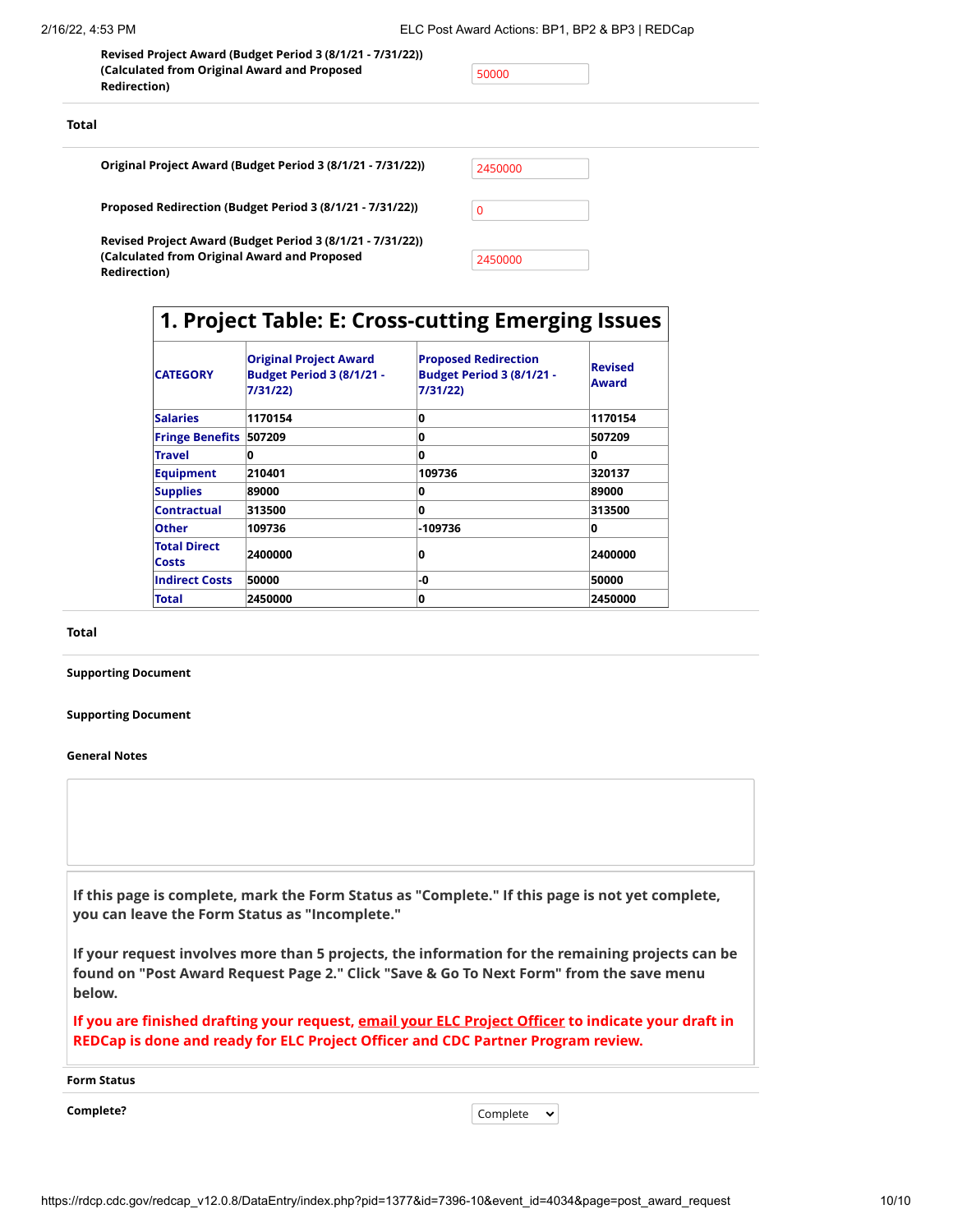**Revised Project Award (Budget Period 3 (8/1/21 - 7/31/22)) (Calculated from Original Award and Proposed Redirection)**

50000

**Total**

**Original Project Award (Budget Period 3 (8/1/21 - 7/31/22))**

2450000

**Proposed Redirection (Budget Period 3 (8/1/21 - 7/31/22))**

0

**Revised Project Award (Budget Period 3 (8/1/21 - 7/31/22)) (Calculated from Original Award and Proposed Redirection)**

2450000

## 1. Project Table: E: Cross-cutting Emerging Issues

| CATEGORY | Original Project Award Budget Period 3 (8/1/21 - 7/31/22) | Proposed Redirection Budget Period 3 (8/1/21 - 7/31/22) | Revised Award |
|---|---|---|---|
| Salaries | 1170154 | 0 | 1170154 |
| Fringe Benefits | 507209 | 0 | 507209 |
| Travel | 0 | 0 | 0 |
| Equipment | 210401 | 109736 | 320137 |
| Supplies | 89000 | 0 | 89000 |
| Contractual | 313500 | 0 | 313500 |
| Other | 109736 | -109736 | 0 |
| Total Direct Costs | 2400000 | 0 | 2400000 |
| Indirect Costs | 50000 | -0 | 50000 |
| Total | 2450000 | 0 | 2450000 |

**Total**

**Supporting Document**

**Supporting Document**

**General Notes**

**If this page is complete, mark the Form Status as "Complete." If this page is not yet complete, you can leave the Form Status as "Incomplete."**

**If your request involves more than 5 projects, the information for the remaining projects can be found on "Post Award Request Page 2." Click "Save & Go To Next Form" from the save menu below.**

**If you are finished drafting your request, email your ELC Project Officer to indicate your draft in REDCap is done and ready for ELC Project Officer and CDC Partner Program review.**

**Form Status**

**Complete?**

Complete